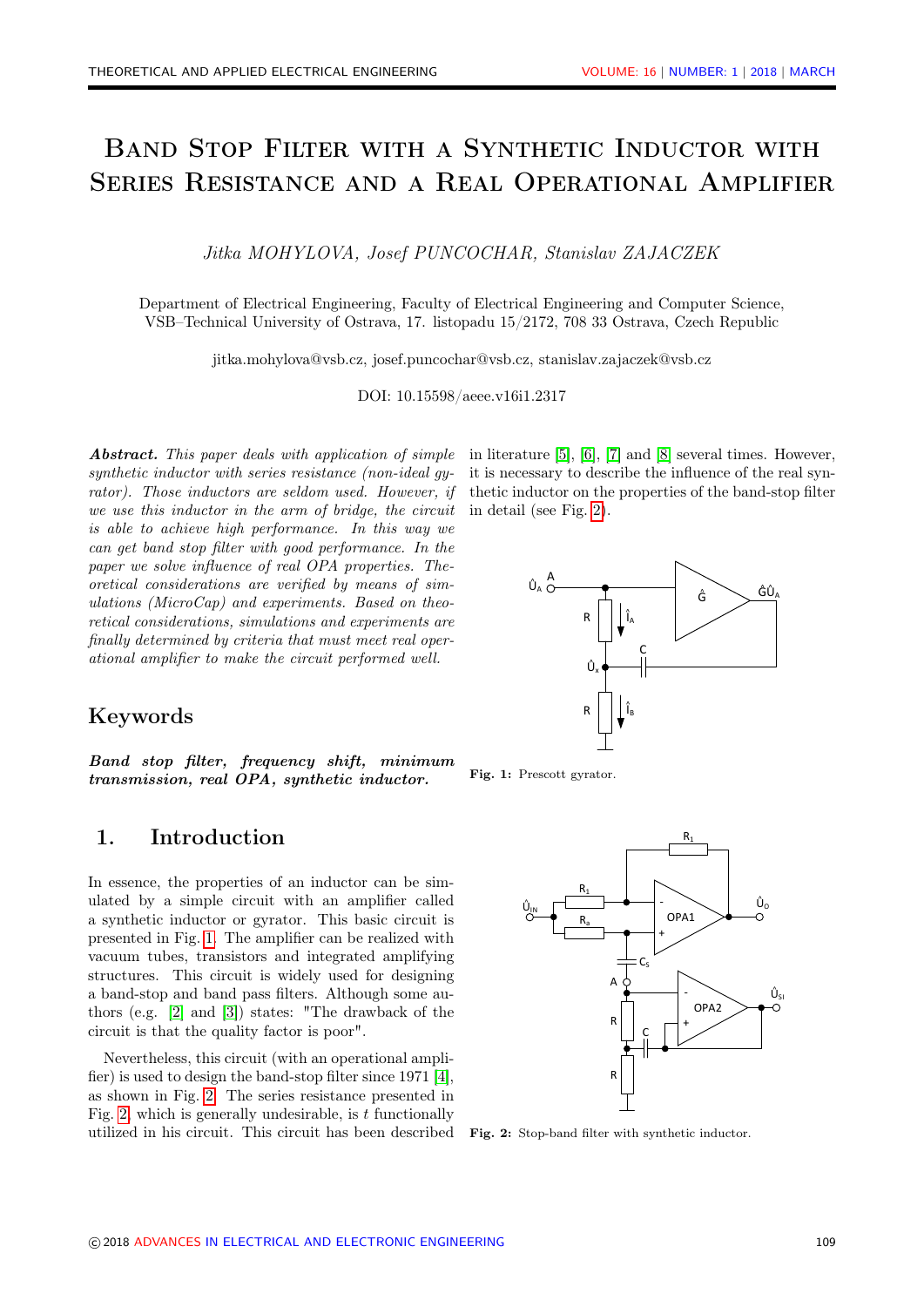# Band Stop Filter with a Synthetic Inductor with Series Resistance and a Real Operational Amplifier

*Jitka MOHYLOVA, Josef PUNCOCHAR, Stanislav ZAJACZEK*

Department of Electrical Engineering, Faculty of Electrical Engineering and Computer Science, VSB–Technical University of Ostrava, 17. listopadu 15/2172, 708 33 Ostrava, Czech Republic

jitka.mohylova@vsb.cz, josef.puncochar@vsb.cz, stanislav.zajaczek@vsb.cz

DOI: 10.15598/aeee.v16i1.2317

***Abstract.*** *This paper deals with application of simple synthetic inductor with series resistance (non-ideal gyrator). Those inductors are seldom used. However, if we use this inductor in the arm of bridge, the circuit is able to achieve high performance. In this way we can get band stop filter with good performance. In the paper we solve influence of real OPA properties. Theoretical considerations are verified by means of simulations (MicroCap) and experiments. Based on theoretical considerations, simulations and experiments are finally determined by criteria that must meet real operational amplifier to make the circuit performed well.*

## Keywords

***Band stop filter, frequency shift, minimum transmission, real OPA, synthetic inductor.***

## 1. Introduction

In essence, the properties of an inductor can be simulated by a simple circuit with an amplifier called a synthetic inductor or gyrator. This basic circuit is presented in Fig. 1. The amplifier can be realized with vacuum tubes, transistors and integrated amplifying structures. This circuit is widely used for designing a band-stop and band pass filters. Although some authors (e.g. [2] and [3]) states: "The drawback of the circuit is that the quality factor is poor".

Nevertheless, this circuit (with an operational amplifier) is used to design the band-stop filter since 1971 [4], as shown in Fig. 2. The series resistance presented in Fig. 2, which is generally undesirable, is *t* functionally utilized in his circuit. This circuit has been described in literature [5], [6], [7] and [8] several times. However, it is necessary to describe the influence of the real synthetic inductor on the properties of the band-stop filter in detail (see Fig. 2).

**Fig. 1:** Prescott gyrator.

**Fig. 2:** Stop-band filter with synthetic inductor.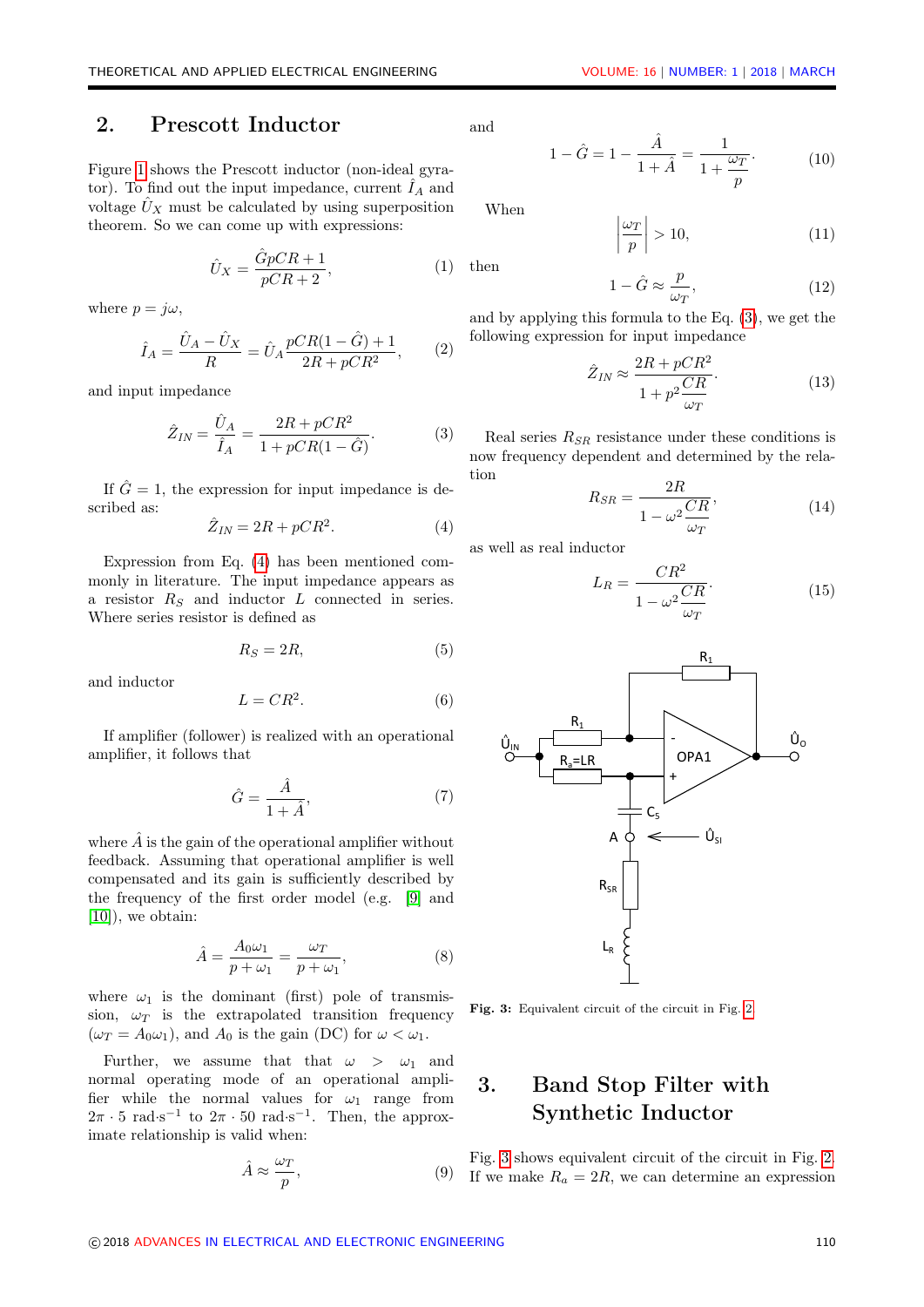## 2. Prescott Inductor

Figure 1 shows the Prescott inductor (non-ideal gyrator). To find out the input impedance, current $\hat{I}_A$ and voltage $\hat{U}_X$ must be calculated by using superposition theorem. So we can come up with expressions:

$$\hat{U}_X = \frac{\hat{G}pCR + 1}{pCR + 2}, \tag{1}$$

where $p = j\omega$,

$$\hat{I}_A = \frac{\hat{U}_A - \hat{U}_X}{R} = \hat{U}_A \frac{pCR(1 - \hat{G}) + 1}{2R + pCR^2}, \tag{2}$$

and input impedance

$$\hat{Z}_{IN} = \frac{\hat{U}_A}{\hat{I}_A} = \frac{2R + pCR^2}{1 + pCR(1 - \hat{G})}. \tag{3}$$

If $\hat{G} = 1$, the expression for input impedance is described as:

$$\hat{Z}_{IN} = 2R + pCR^2. \tag{4}$$

Expression from Eq. (4) has been mentioned commonly in literature. The input impedance appears as a resistor $R_S$ and inductor $L$ connected in series. Where series resistor is defined as

$$R_S = 2R, \tag{5}$$

and inductor

$$L = CR^2. \tag{6}$$

If amplifier (follower) is realized with an operational amplifier, it follows that

$$\hat{G} = \frac{\hat{A}}{1 + \hat{A}}, \tag{7}$$

where $\hat{A}$ is the gain of the operational amplifier without feedback. Assuming that operational amplifier is well compensated and its gain is sufficiently described by the frequency of the first order model (e.g. [9] and [10]), we obtain:

$$\hat{A} = \frac{A_0\omega_1}{p + \omega_1} = \frac{\omega_T}{p + \omega_1}, \tag{8}$$

where $\omega_1$ is the dominant (first) pole of transmission, $\omega_T$ is the extrapolated transition frequency ($\omega_T = A_0\omega_1$), and $A_0$ is the gain (DC) for $\omega < \omega_1$.

Further, we assume that that $\omega > \omega_1$ and normal operating mode of an operational amplifier while the normal values for $\omega_1$ range from $2\pi \cdot 5$ rad·s$^{-1}$ to $2\pi \cdot 50$ rad·s$^{-1}$. Then, the approximate relationship is valid when:

$$\hat{A} \approx \frac{\omega_T}{p}, \tag{9}$$

and

$$1 - \hat{G} = 1 - \frac{\hat{A}}{1 + \hat{A}} = \frac{1}{1 + \dfrac{\omega_T}{p}}. \tag{10}$$

When

$$\left| \frac{\omega_T}{p} \right| > 10, \tag{11}$$

then

$$1 - \hat{G} \approx \frac{p}{\omega_T}, \tag{12}$$

and by applying this formula to the Eq. (3), we get the following expression for input impedance

$$\hat{Z}_{IN} \approx \frac{2R + pCR^2}{1 + p^2 \dfrac{CR}{\omega_T}}. \tag{13}$$

Real series $R_{SR}$ resistance under these conditions is now frequency dependent and determined by the relation

$$R_{SR} = \frac{2R}{1 - \omega^2 \dfrac{CR}{\omega_T}}, \tag{14}$$

as well as real inductor

$$L_R = \frac{CR^2}{1 - \omega^2 \dfrac{CR}{\omega_T}}. \tag{15}$$

**Fig. 3:** Equivalent circuit of the circuit in Fig. 2.

## 3. Band Stop Filter with Synthetic Inductor

Fig. 3 shows equivalent circuit of the circuit in Fig. 2. If we make $R_a = 2R$, we can determine an expression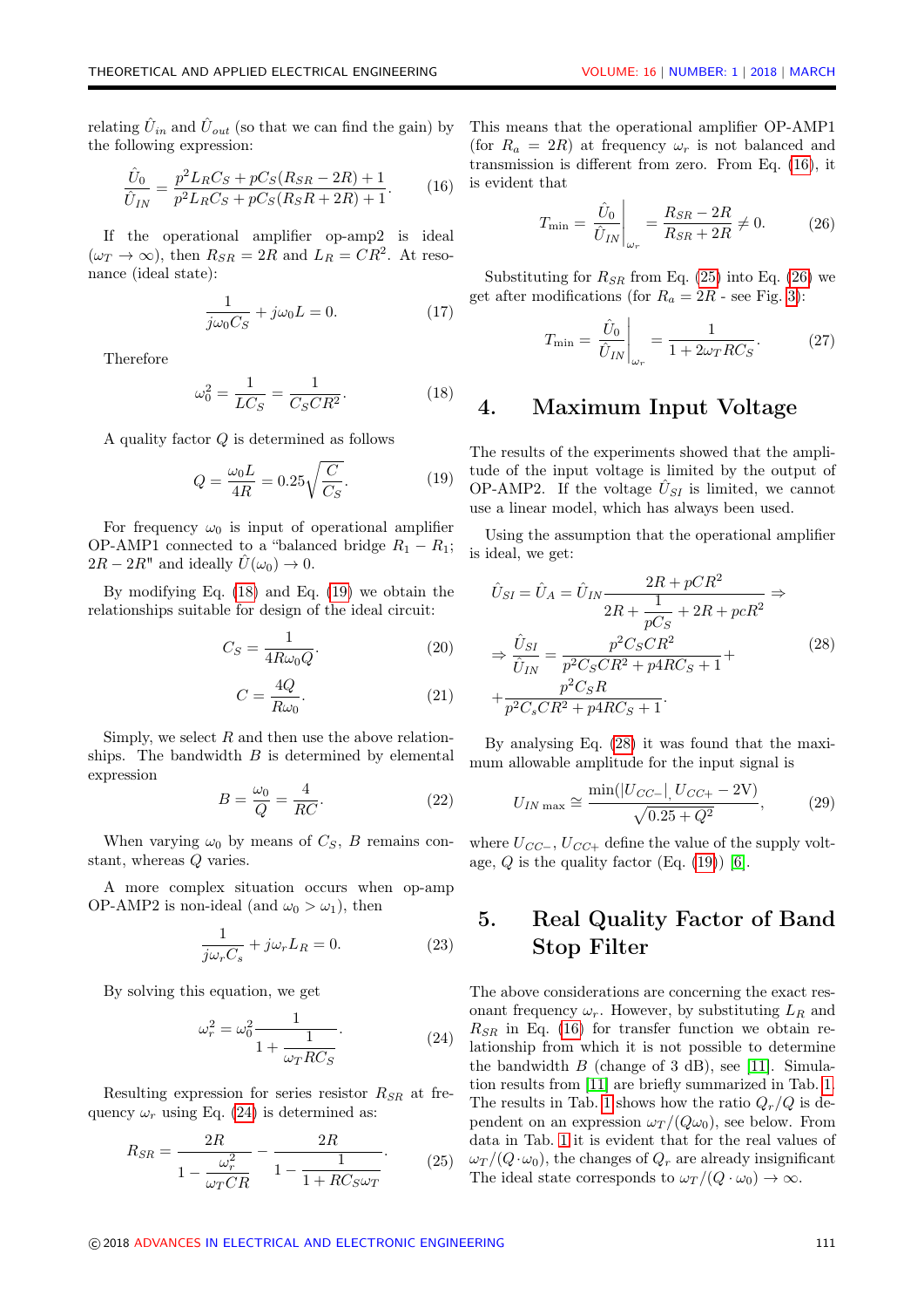relating $\hat{U}_{in}$ and $\hat{U}_{out}$ (so that we can find the gain) by the following expression:

$$\frac{\hat{U}_0}{\hat{U}_{IN}} = \frac{p^2 L_R C_S + pC_S(R_{SR} - 2R) + 1}{p^2 L_R C_S + pC_S(R_S R + 2R) + 1}. \tag{16}$$

If the operational amplifier op-amp2 is ideal ($\omega_T \to \infty$), then $R_{SR} = 2R$ and $L_R = CR^2$. At resonance (ideal state):

$$\frac{1}{j\omega_0 C_S} + j\omega_0 L = 0. \tag{17}$$

Therefore

$$\omega_0^2 = \frac{1}{LC_S} = \frac{1}{C_S CR^2}. \tag{18}$$

A quality factor $Q$ is determined as follows

$$Q = \frac{\omega_0 L}{4R} = 0.25\sqrt{\frac{C}{C_S}}. \tag{19}$$

For frequency $\omega_0$ is input of operational amplifier OP-AMP1 connected to a "balanced bridge $R_1 - R_1$; $2R - 2R$" and ideally $\hat{U}(\omega_0) \to 0$.

By modifying Eq. (18) and Eq. (19) we obtain the relationships suitable for design of the ideal circuit:

$$C_S = \frac{1}{4R\omega_0 Q}. \tag{20}$$

$$C = \frac{4Q}{R\omega_0}. \tag{21}$$

Simply, we select $R$ and then use the above relationships. The bandwidth $B$ is determined by elemental expression

$$B = \frac{\omega_0}{Q} = \frac{4}{RC}. \tag{22}$$

When varying $\omega_0$ by means of $C_S$, $B$ remains constant, whereas $Q$ varies.

A more complex situation occurs when op-amp OP-AMP2 is non-ideal (and $\omega_0 > \omega_1$), then

$$\frac{1}{j\omega_r C_s} + j\omega_r L_R = 0. \tag{23}$$

By solving this equation, we get

$$\omega_r^2 = \omega_0^2 \frac{1}{1 + \dfrac{1}{\omega_T R C_S}}. \tag{24}$$

Resulting expression for series resistor $R_{SR}$ at frequency $\omega_r$ using Eq. (24) is determined as:

$$R_{SR} = \frac{2R}{1 - \dfrac{\omega_r^2}{\omega_T CR}} - \frac{2R}{1 - \dfrac{1}{1 + RC_S\omega_T}}. \tag{25}$$

This means that the operational amplifier OP-AMP1 (for $R_a = 2R$) at frequency $\omega_r$ is not balanced and transmission is different from zero. From Eq. (16), it is evident that

$$T_{\min} = \left.\frac{\hat{U}_0}{\hat{U}_{IN}}\right|_{\omega_r} = \frac{R_{SR} - 2R}{R_{SR} + 2R} \neq 0. \tag{26}$$

Substituting for $R_{SR}$ from Eq. (25) into Eq. (26) we get after modifications (for $R_a = 2R$ - see Fig. 3):

$$T_{\min} = \left.\frac{\hat{U}_0}{\hat{U}_{IN}}\right|_{\omega_r} = \frac{1}{1 + 2\omega_T RC_S}. \tag{27}$$

## 4. Maximum Input Voltage

The results of the experiments showed that the amplitude of the input voltage is limited by the output of OP-AMP2. If the voltage $\hat{U}_{SI}$ is limited, we cannot use a linear model, which has always been used.

Using the assumption that the operational amplifier is ideal, we get:

$$\begin{aligned} \hat{U}_{SI} = \hat{U}_A = \hat{U}_{IN} \frac{2R + pCR^2}{2R + \dfrac{1}{pC_S} + 2R + pcR^2} \Rightarrow \\ \Rightarrow \frac{\hat{U}_{SI}}{\hat{U}_{IN}} = \frac{p^2 C_S CR^2}{p^2 C_S CR^2 + p4RC_S + 1} + \\ + \frac{p^2 C_S R}{p^2 C_s CR^2 + p4RC_S + 1}. \end{aligned} \tag{28}$$

By analysing Eq. (28) it was found that the maximum allowable amplitude for the input signal is

$$U_{IN\,\max} \cong \frac{\min(|U_{CC-}|, U_{CC+} - 2\mathrm{V})}{\sqrt{0.25 + Q^2}}, \tag{29}$$

where $U_{CC-}$, $U_{CC+}$ define the value of the supply voltage, $Q$ is the quality factor (Eq. (19)) [6].

## 5. Real Quality Factor of Band Stop Filter

The above considerations are concerning the exact resonant frequency $\omega_r$. However, by substituting $L_R$ and $R_{SR}$ in Eq. (16) for transfer function we obtain relationship from which it is not possible to determine the bandwidth $B$ (change of 3 dB), see [11]. Simulation results from [11] are briefly summarized in Tab. 1. The results in Tab. 1 shows how the ratio $Q_r/Q$ is dependent on an expression $\omega_T/(Q\omega_0)$, see below. From data in Tab. 1 it is evident that for the real values of $\omega_T/(Q\cdot\omega_0)$, the changes of $Q_r$ are already insignificant The ideal state corresponds to $\omega_T/(Q\cdot\omega_0) \to \infty$.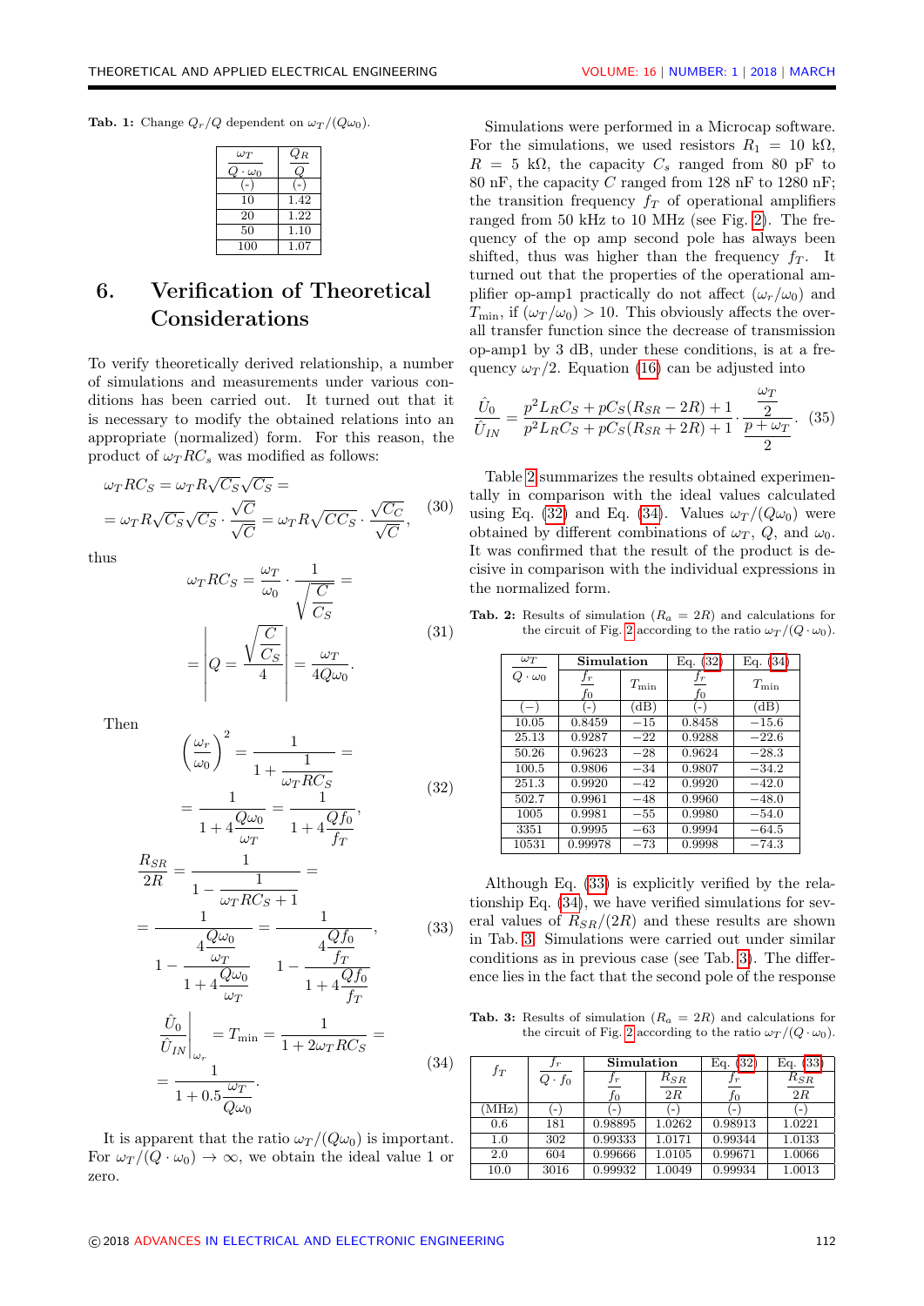**Tab. 1:** Change $Q_r/Q$ dependent on $\omega_T/(Q\omega_0)$.

| $\frac{\omega_T}{Q \cdot \omega_0}$ | $\frac{Q_R}{Q}$ |
|---|---|
| (-) | (-) |
| 10 | 1.42 |
| 20 | 1.22 |
| 50 | 1.10 |
| 100 | 1.07 |

# 6. Verification of Theoretical Considerations

To verify theoretically derived relationship, a number of simulations and measurements under various conditions has been carried out. It turned out that it is necessary to modify the obtained relations into an appropriate (normalized) form. For this reason, the product of $\omega_T RC_s$ was modified as follows:

$$\omega_T RC_S = \omega_T R\sqrt{C_S}\sqrt{C_S} = = \omega_T R\sqrt{C_S}\sqrt{C_S} \cdot \frac{\sqrt{C}}{\sqrt{C}} = \omega_T R\sqrt{CC_S} \cdot \frac{\sqrt{C_C}}{\sqrt{C}}, \tag{30}$$

thus

$$\omega_T RC_S = \frac{\omega_T}{\omega_0} \cdot \frac{1}{\sqrt{\frac{C}{C_S}}} = = \left| Q = \frac{\sqrt{\frac{C}{C_S}}}{4} \right| = \frac{\omega_T}{4Q\omega_0}. \tag{31}$$

Then

$$\left(\frac{\omega_r}{\omega_0}\right)^2 = \frac{1}{1 + \frac{1}{\omega_T RC_S}} = = \frac{1}{1 + 4\frac{Q\omega_0}{\omega_T}} = \frac{1}{1 + 4\frac{Qf_0}{f_T}}, \tag{32}$$

$$\frac{R_{SR}}{2R} = \frac{1}{1 - \frac{1}{\omega_T RC_S + 1}} = = \frac{1}{1 - \frac{4\frac{Q\omega_0}{\omega_T}}{1 + 4\frac{Q\omega_0}{\omega_T}}} = \frac{1}{1 - \frac{4\frac{Qf_0}{f_T}}{1 + 4\frac{Qf_0}{f_T}}}, \tag{33}$$

$$\left.\frac{\hat{U}_0}{\hat{U}_{IN}}\right|_{\omega_r} = T_{\min} = \frac{1}{1 + 2\omega_T RC_S} = = \frac{1}{1 + 0.5\frac{\omega_T}{Q\omega_0}}. \tag{34}$$

It is apparent that the ratio $\omega_T/(Q\omega_0)$ is important. For $\omega_T/(Q \cdot \omega_0) \to \infty$, we obtain the ideal value 1 or zero.

Simulations were performed in a Microcap software. For the simulations, we used resistors $R_1 = 10$ k$\Omega$, $R = 5$ k$\Omega$, the capacity $C_s$ ranged from 80 pF to 80 nF, the capacity $C$ ranged from 128 nF to 1280 nF; the transition frequency $f_T$ of operational amplifiers ranged from 50 kHz to 10 MHz (see Fig. 2). The frequency of the op amp second pole has always been shifted, thus was higher than the frequency $f_T$. It turned out that the properties of the operational amplifier op-amp1 practically do not affect $(\omega_r/\omega_0)$ and $T_{\min}$, if $(\omega_T/\omega_0) > 10$. This obviously affects the overall transfer function since the decrease of transmission op-amp1 by 3 dB, under these conditions, is at a frequency $\omega_T/2$. Equation (16) can be adjusted into

$$\frac{\hat{U}_0}{\hat{U}_{IN}} = \frac{p^2 L_R C_S + pC_S(R_{SR} - 2R) + 1}{p^2 L_R C_S + pC_S(R_{SR} + 2R) + 1} \cdot \frac{\frac{\omega_T}{2}}{p + \frac{\omega_T}{2}}. \tag{35}$$

Table 2 summarizes the results obtained experimentally in comparison with the ideal values calculated using Eq. (32) and Eq. (34). Values $\omega_T/(Q\omega_0)$ were obtained by different combinations of $\omega_T$, $Q$, and $\omega_0$. It was confirmed that the result of the product is decisive in comparison with the individual expressions in the normalized form.

**Tab. 2:** Results of simulation ($R_a = 2R$) and calculations for the circuit of Fig. 2 according to the ratio $\omega_T/(Q \cdot \omega_0)$.

| $\frac{\omega_T}{Q \cdot \omega_0}$ | Simulation | | Eq. (32) | Eq. (34) |
|---|---|---|---|---|
| | $\frac{f_r}{f_0}$ | $T_{\min}$ | $\frac{f_r}{f_0}$ | $T_{\min}$ |
| (−) | (-) | (dB) | (-) | (dB) |
| 10.05 | 0.8459 | −15 | 0.8458 | −15.6 |
| 25.13 | 0.9287 | −22 | 0.9288 | −22.6 |
| 50.26 | 0.9623 | −28 | 0.9624 | −28.3 |
| 100.5 | 0.9806 | −34 | 0.9807 | −34.2 |
| 251.3 | 0.9920 | −42 | 0.9920 | −42.0 |
| 502.7 | 0.9961 | −48 | 0.9960 | −48.0 |
| 1005 | 0.9981 | −55 | 0.9980 | −54.0 |
| 3351 | 0.9995 | −63 | 0.9994 | −64.5 |
| 10531 | 0.99978 | −73 | 0.9998 | −74.3 |

Although Eq. (33) is explicitly verified by the relationship Eq. (34), we have verified simulations for several values of $R_{SR}/(2R)$ and these results are shown in Tab. 3. Simulations were carried out under similar conditions as in previous case (see Tab. 3). The difference lies in the fact that the second pole of the response

**Tab. 3:** Results of simulation ($R_a = 2R$) and calculations for the circuit of Fig. 2 according to the ratio $\omega_T/(Q \cdot \omega_0)$.

| $f_T$ | $\frac{f_r}{Q \cdot f_0}$ | Simulation | | Eq. (32) | Eq. (33) |
|---|---|---|---|---|---|
| | | $\frac{f_r}{f_0}$ | $\frac{R_{SR}}{2R}$ | $\frac{f_r}{f_0}$ | $\frac{R_{SR}}{2R}$ |
| (MHz) | (-) | (-) | (-) | (-) | (-) |
| 0.6 | 181 | 0.98895 | 1.0262 | 0.98913 | 1.0221 |
| 1.0 | 302 | 0.99333 | 1.0171 | 0.99344 | 1.0133 |
| 2.0 | 604 | 0.99666 | 1.0105 | 0.99671 | 1.0066 |
| 10.0 | 3016 | 0.99932 | 1.0049 | 0.99934 | 1.0013 |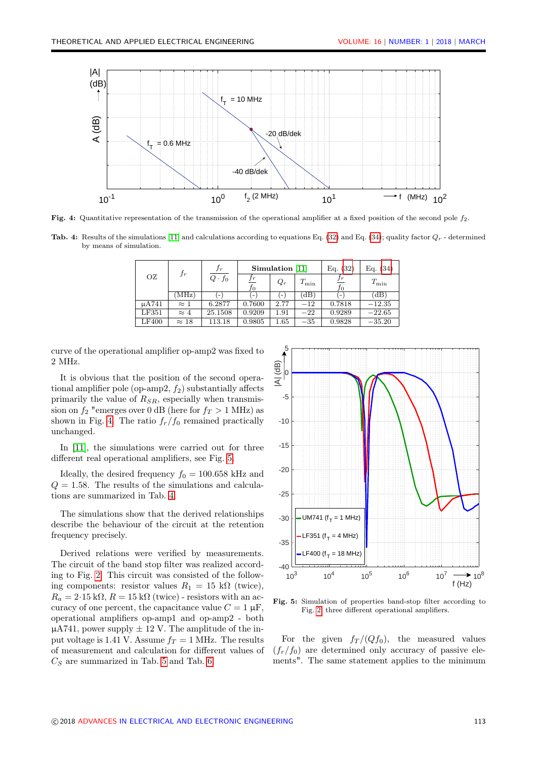**Fig. 4:** Quantitative representation of the transmission of the operational amplifier at a fixed position of the second pole $f_2$.

**Tab. 4:** Results of the simulations [11] and calculations according to equations Eq. (32) and Eq. (34); quality factor $Q_r$ - determined by means of simulation.

| OZ | $f_r$ | $\frac{f_r}{Q \cdot f_0}$ | Simulation [11] | | | Eq. (32) | Eq. (34) |
|---|---|---|---|---|---|---|---|
| | | | $\frac{f_r}{f_0}$ | $Q_r$ | $T_{\min}$ | $\frac{f_r}{f_0}$ | $T_{\min}$ |
| | (MHz) | (-) | (-) | (-) | (dB) | (-) | (dB) |
| µA741 | ≈ 1 | 6.2877 | 0.7600 | 2.77 | −12 | 0.7818 | −12.35 |
| LF351 | ≈ 4 | 25.1508 | 0.9209 | 1.91 | −22 | 0.9289 | −22.65 |
| LF400 | ≈ 18 | 113.18 | 0.9805 | 1.65 | −35 | 0.9828 | −35.20 |

curve of the operational amplifier op-amp2 was fixed to 2 MHz.

It is obvious that the position of the second operational amplifier pole (op-amp2, $f_2$) substantially affects primarily the value of $R_{SR}$, especially when transmission on $f_2$ "emerges over 0 dB (here for $f_T > 1$ MHz) as shown in Fig. 4. The ratio $f_r/f_0$ remained practically unchanged.

In [11], the simulations were carried out for three different real operational amplifiers, see Fig. 5.

Ideally, the desired frequency $f_0 = 100.658$ kHz and $Q = 1.58$. The results of the simulations and calculations are summarized in Tab. 4.

The simulations show that the derived relationships describe the behaviour of the circuit at the retention frequency precisely.

Derived relations were verified by measurements. The circuit of the band stop filter was realized according to Fig. 2. This circuit was consisted of the following components: resistor values $R_1 = 15$ kΩ (twice), $R_a = 2 \cdot 15$ kΩ, $R = 15$ kΩ (twice) - resistors with an accuracy of one percent, the capacitance value $C = 1$ µF, operational amplifiers op-amp1 and op-amp2 - both µA741, power supply ± 12 V. The amplitude of the input voltage is 1.41 V. Assume $f_T = 1$ MHz. The results of measurement and calculation for different values of $C_S$ are summarized in Tab. 5 and Tab. 6.

**Fig. 5:** Simulation of properties band-stop filter according to Fig. 2 three different operational amplifiers.

For the given $f_T/(Qf_0)$, the measured values $(f_r/f_0)$ are determined only accuracy of passive elements". The same statement applies to the minimum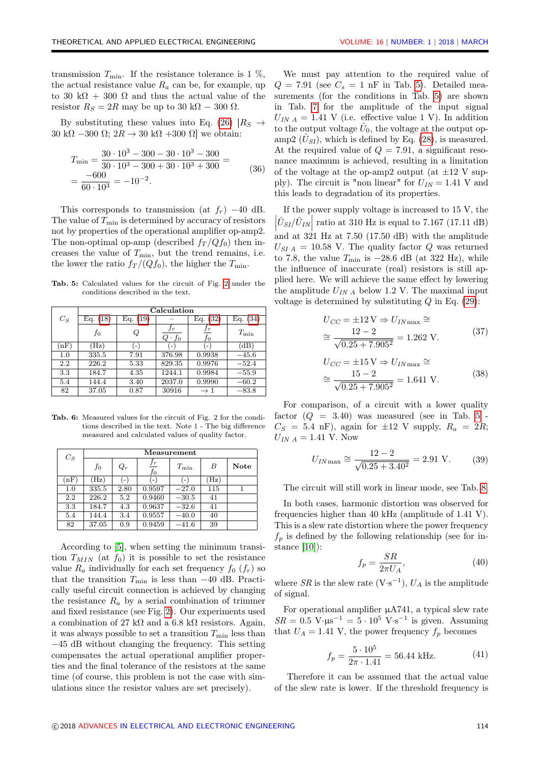transmission $T_{\min}$. If the resistance tolerance is 1 %, the actual resistance value $R_a$ can be, for example, up to 30 kΩ + 300 Ω and thus the actual value of the resistor $R_S = 2R$ may be up to 30 kΩ − 300 Ω.

By substituting these values into Eq. (26) [$R_S \rightarrow$ 30 kΩ −300 Ω; $2R \rightarrow$ 30 kΩ +300 Ω] we obtain:

$$
\begin{aligned}
T_{\min} &= \frac{30\cdot 10^3 - 300 - 30\cdot 10^3 - 300}{30\cdot 10^3 - 300 + 30\cdot 10^3 + 300} = \\
&= \frac{-600}{60\cdot 10^3} = -10^{-2}.
\end{aligned} \tag{36}
$$

This corresponds to transmission (at $f_r$) −40 dB. The value of $T_{\min}$ is determined by accuracy of resistors not by properties of the operational amplifier op-amp2. The non-optimal op-amp (described $f_T/Qf_0$) then increases the value of $T_{\min}$, but the trend remains, i.e. the lower the ratio $f_T/(Qf_0)$, the higher the $T_{\min}$.

**Tab. 5:** Calculated values for the circuit of Fig. 2 under the conditions described in the text.

| $C_S$ | Calculation | | | | |
|---|---|---|---|---|---|
| | Eq. (18) | Eq. (19) | – | Eq. (32) | Eq. (34) |
| | $f_0$ | $Q$ | $\frac{f_T}{Q\cdot f_0}$ | $\frac{f_r}{f_0}$ | $T_{\min}$ |
| (nF) | (Hz) | (-) | (-) | (-) | (dB) |
| 1.0 | 335.5 | 7.91 | 376.98 | 0.9938 | −45.6 |
| 2.2 | 226.2 | 5.33 | 829.35 | 0.9976 | −52.4 |
| 3.3 | 184.7 | 4.35 | 1244.1 | 0.9984 | −55.9 |
| 5.4 | 144.4 | 3.40 | 2037.0 | 0.9990 | −60.2 |
| 82 | 37.05 | 0.87 | 30916 | $\rightarrow 1$ | −83.8 |

**Tab. 6:** Measured values for the circuit of Fig. 2 for the conditions described in the text. Note 1 - The big difference measured and calculated values of quality factor.

| $C_S$ | Measurement | | | | | |
|---|---|---|---|---|---|---|
| | $f_0$ | $Q_r$ | $\frac{f_r}{f_0}$ | $T_{\min}$ | $B$ | Note |
| (nF) | (Hz) | (-) | (-) | (-) | (Hz) | |
| 1.0 | 335.5 | 2.80 | 0.9597 | −27.0 | 115 | 1 |
| 2.2 | 226.2 | 5.2 | 0.9460 | −30.5 | 41 | |
| 3.3 | 184.7 | 4.3 | 0.9637 | −32.6 | 41 | |
| 5.4 | 144.4 | 3.4 | 0.9557 | −40.0 | 40 | |
| 82 | 37.05 | 0.9 | 0.9459 | −41.6 | 39 | |

According to [5], when setting the minimum transition $T_{MIN}$ (at $f_0$) it is possible to set the resistance value $R_a$ individually for each set frequency $f_0$ ($f_r$) so that the transition $T_{\min}$ is less than −40 dB. Practically useful circuit connection is achieved by changing the resistance $R_a$ by a serial combination of trimmer and fixed resistance (see Fig. 2). Our experiments used a combination of 27 kΩ and a 6.8 kΩ resistors. Again, it was always possible to set a transition $T_{\min}$ less than −45 dB without changing the frequency. This setting compensates the actual operational amplifier properties and the final tolerance of the resistors at the same time (of course, this problem is not the case with simulations since the resistor values are set precisely).

We must pay attention to the required value of $Q = 7.91$ (see $C_s = 1$ nF in Tab. 5). Detailed measurements (for the conditions in Tab. 5) are shown in Tab. 7 for the amplitude of the input signal $U_{IN\ A} = 1.41$ V (i.e. effective value 1 V). In addition to the output voltage $\hat{U}_0$, the voltage at the output op-amp2 ($\hat{U}_{SI}$), which is defined by Eq. (28), is measured. At the required value of $Q = 7.91$, a significant resonance maximum is achieved, resulting in a limitation of the voltage at the op-amp2 output (at ±12 V supply). The circuit is "non linear" for $U_{IN} = 1.41$ V and this leads to degradation of its properties.

If the power supply voltage is increased to 15 V, the $\left|\hat{U}_{SI}/\hat{U}_{IN}\right|$ ratio at 310 Hz is equal to 7.167 (17.11 dB) and at 321 Hz at 7.50 (17.50 dB) with the amplitude $U_{SI\ A} = 10.58$ V. The quality factor $Q$ was returned to 7.8, the value $T_{\min}$ is −28.6 dB (at 322 Hz), while the influence of inaccurate (real) resistors is still applied here. We will achieve the same effect by lowering the amplitude $U_{IN\ A}$ below 1.2 V. The maximal input voltage is determined by substituting $Q$ in Eq. (29):

$$
\begin{aligned}
&U_{CC} = \pm 12\,\text{V} \Rightarrow U_{IN\max} \cong \\
&\cong \frac{12-2}{\sqrt{0.25 + 7.905^2}} = 1.262\ \text{V}.
\end{aligned} \tag{37}
$$

$$
\begin{aligned}
&U_{CC} = \pm 15\,\text{V} \Rightarrow U_{IN\max} \cong \\
&\cong \frac{15-2}{\sqrt{0.25 + 7.905^2}} = 1.641\ \text{V}.
\end{aligned} \tag{38}
$$

For comparison, of a circuit with a lower quality factor ($Q = 3.40$) was measured (see in Tab. 5 - $C_S = 5.4$ nF), again for ±12 V supply, $R_a = 2R$; $U_{IN\ A} = 1.41$ V. Now

$$
U_{IN\max} \cong \frac{12-2}{\sqrt{0.25 + 3.40^2}} = 2.91\ \text{V}. \tag{39}
$$

The circuit will still work in linear mode, see Tab. 8.

In both cases, harmonic distortion was observed for frequencies higher than 40 kHz (amplitude of 1.41 V). This is a slew rate distortion where the power frequency $f_p$ is defined by the following relationship (see for instance [10]):

$$
f_p = \frac{SR}{2\pi U_A}, \tag{40}
$$

where $SR$ is the slew rate (V·s$^{-1}$), $U_A$ is the amplitude of signal.

For operational amplifier µA741, a typical slew rate $SR = 0.5$ V·µs$^{-1}$ $= 5\cdot 10^5$ V·s$^{-1}$ is given. Assuming that $U_A = 1.41$ V, the power frequency $f_p$ becomes

$$
f_p = \frac{5\cdot 10^5}{2\pi\cdot 1.41} = 56.44\ \text{kHz}. \tag{41}
$$

Therefore it can be assumed that the actual value of the slew rate is lower. If the threshold frequency is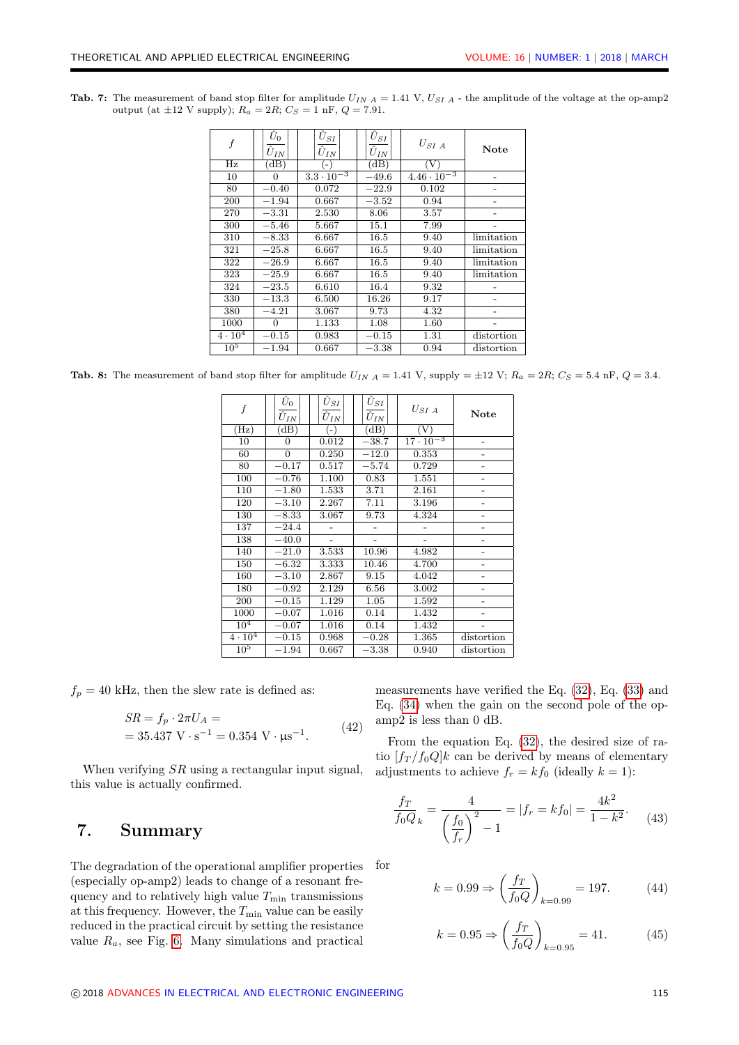**Tab. 7:** The measurement of band stop filter for amplitude $U_{IN\ A} = 1.41$ V, $U_{SI\ A}$ - the amplitude of the voltage at the op-amp2 output (at ±12 V supply); $R_a = 2R$; $C_S = 1$ nF, $Q = 7.91$.

| $f$ | $\left\|\frac{\hat{U}_0}{\hat{U}_{IN}}\right\|$ | $\left\|\frac{\hat{U}_{SI}}{\hat{U}_{IN}}\right\|$ | $\left\|\frac{\hat{U}_{SI}}{\hat{U}_{IN}}\right\|$ | $U_{SI\ A}$ | Note |
|---|---|---|---|---|---|
| Hz | (dB) | (-) | (dB) | (V) | |
| 10 | 0 | $3.3 \cdot 10^{-3}$ | −49.6 | $4.46 \cdot 10^{-3}$ | - |
| 80 | −0.40 | 0.072 | −22.9 | 0.102 | - |
| 200 | −1.94 | 0.667 | −3.52 | 0.94 | - |
| 270 | −3.31 | 2.530 | 8.06 | 3.57 | - |
| 300 | −5.46 | 5.667 | 15.1 | 7.99 | - |
| 310 | −8.33 | 6.667 | 16.5 | 9.40 | limitation |
| 321 | −25.8 | 6.667 | 16.5 | 9.40 | limitation |
| 322 | −26.9 | 6.667 | 16.5 | 9.40 | limitation |
| 323 | −25.9 | 6.667 | 16.5 | 9.40 | limitation |
| 324 | −23.5 | 6.610 | 16.4 | 9.32 | - |
| 330 | −13.3 | 6.500 | 16.26 | 9.17 | - |
| 380 | −4.21 | 3.067 | 9.73 | 4.32 | - |
| 1000 | 0 | 1.133 | 1.08 | 1.60 | - |
| $4 \cdot 10^4$ | −0.15 | 0.983 | −0.15 | 1.31 | distortion |
| $10^5$ | −1.94 | 0.667 | −3.38 | 0.94 | distortion |

**Tab. 8:** The measurement of band stop filter for amplitude $U_{IN\ A} = 1.41$ V, supply = ±12 V; $R_a = 2R$; $C_S = 5.4$ nF, $Q = 3.4$.

| $f$ | $\left\|\frac{\hat{U}_0}{\hat{U}_{IN}}\right\|$ | $\left\|\frac{\hat{U}_{SI}}{\hat{U}_{IN}}\right\|$ | $\left\|\frac{\hat{U}_{SI}}{\hat{U}_{IN}}\right\|$ | $U_{SI\ A}$ | Note |
|---|---|---|---|---|---|
| (Hz) | (dB) | (-) | (dB) | (V) | |
| 10 | 0 | 0.012 | −38.7 | $17 \cdot 10^{-3}$ | - |
| 60 | 0 | 0.250 | −12.0 | 0.353 | - |
| 80 | −0.17 | 0.517 | −5.74 | 0.729 | - |
| 100 | −0.76 | 1.100 | 0.83 | 1.551 | - |
| 110 | −1.80 | 1.533 | 3.71 | 2.161 | - |
| 120 | −3.10 | 2.267 | 7.11 | 3.196 | - |
| 130 | −8.33 | 3.067 | 9.73 | 4.324 | - |
| 137 | −24.4 | - | - | - | - |
| 138 | −40.0 | - | - | - | - |
| 140 | −21.0 | 3.533 | 10.96 | 4.982 | - |
| 150 | −6.32 | 3.333 | 10.46 | 4.700 | - |
| 160 | −3.10 | 2.867 | 9.15 | 4.042 | - |
| 180 | −0.92 | 2.129 | 6.56 | 3.002 | - |
| 200 | −0.15 | 1.129 | 1.05 | 1.592 | - |
| 1000 | −0.07 | 1.016 | 0.14 | 1.432 | - |
| $10^4$ | −0.07 | 1.016 | 0.14 | 1.432 | - |
| $4 \cdot 10^4$ | −0.15 | 0.968 | −0.28 | 1.365 | distortion |
| $10^5$ | −1.94 | 0.667 | −3.38 | 0.940 | distortion |

$f_p = 40$ kHz, then the slew rate is defined as:

$$SR = f_p \cdot 2\pi U_A = \\ = 35.437 \text{ V} \cdot \text{s}^{-1} = 0.354 \text{ V} \cdot \mu\text{s}^{-1}. \tag{42}$$

When verifying $SR$ using a rectangular input signal, this value is actually confirmed.

## 7. Summary

The degradation of the operational amplifier properties (especially op-amp2) leads to change of a resonant frequency and to relatively high value $T_{\min}$ transmissions at this frequency. However, the $T_{\min}$ value can be easily reduced in the practical circuit by setting the resistance value $R_a$, see Fig. 6. Many simulations and practical measurements have verified the Eq. (32), Eq. (33) and Eq. (34) when the gain on the second pole of the op-amp2 is less than 0 dB.

From the equation Eq. (32), the desired size of ratio $[f_T/f_0Q]k$ can be derived by means of elementary adjustments to achieve $f_r = kf_0$ (ideally $k = 1$):

$$\frac{f_T}{f_0 Q}_k = \frac{4}{\left(\dfrac{f_0}{f_r}\right)^2 - 1} = |f_r = kf_0| = \frac{4k^2}{1-k^2}. \tag{43}$$

for

$$k = 0.99 \Rightarrow \left(\frac{f_T}{f_0 Q}\right)_{k=0.99} = 197. \tag{44}$$

$$k = 0.95 \Rightarrow \left(\frac{f_T}{f_0 Q}\right)_{k=0.95} = 41. \tag{45}$$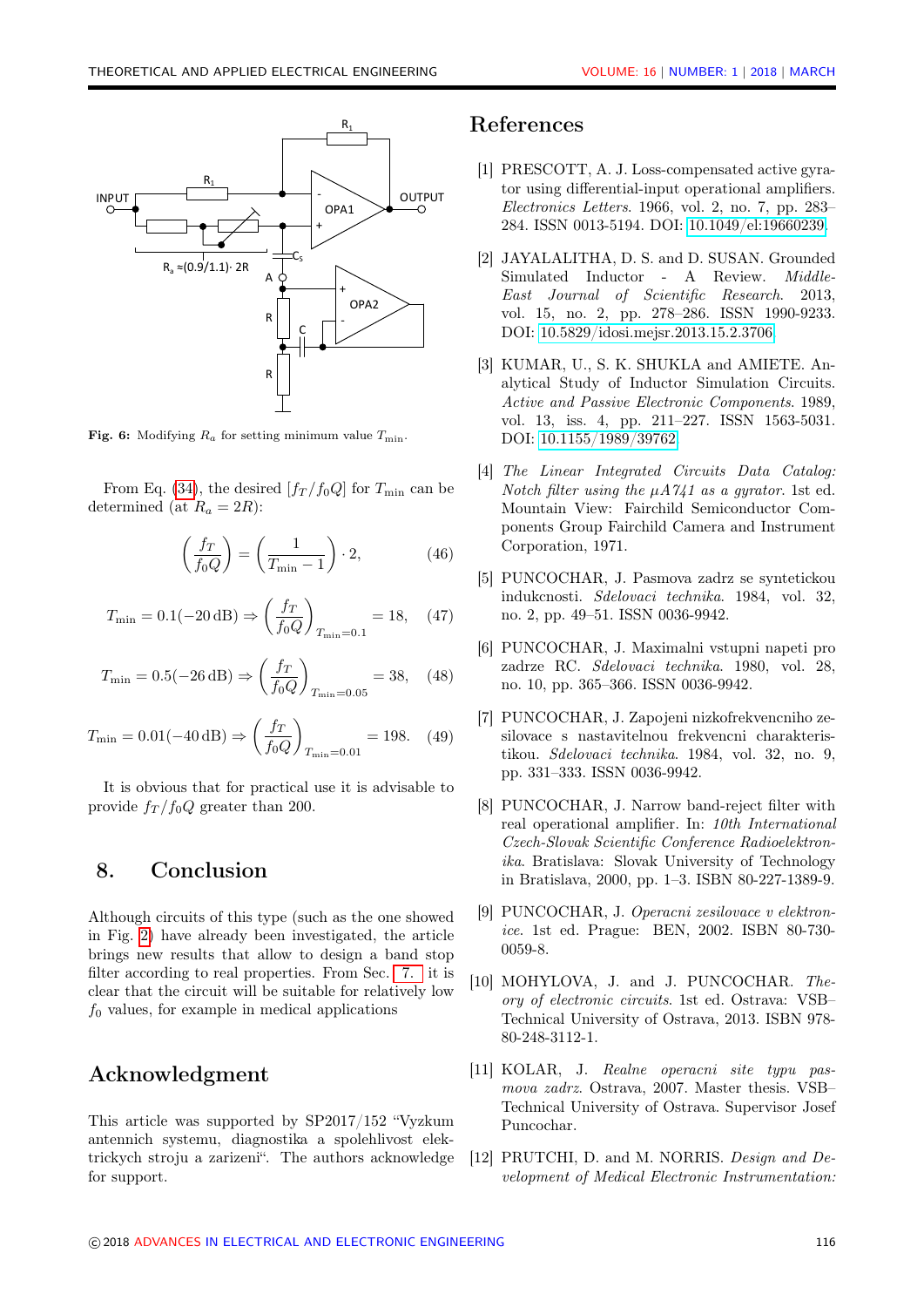Fig. 6: Modifying $R_a$ for setting minimum value $T_{\min}$.

From Eq. (34), the desired $[f_T/f_0Q]$ for $T_{\min}$ can be determined (at $R_a = 2R$):

$$\left(\frac{f_T}{f_0 Q}\right) = \left(\frac{1}{T_{\min} - 1}\right) \cdot 2, \tag{46}$$

$$T_{\min} = 0.1(-20\,\text{dB}) \Rightarrow \left(\frac{f_T}{f_0 Q}\right)_{T_{\min}=0.1} = 18, \tag{47}$$

$$T_{\min} = 0.5(-26\,\text{dB}) \Rightarrow \left(\frac{f_T}{f_0 Q}\right)_{T_{\min}=0.05} = 38, \tag{48}$$

$$T_{\min} = 0.01(-40\,\text{dB}) \Rightarrow \left(\frac{f_T}{f_0 Q}\right)_{T_{\min}=0.01} = 198. \tag{49}$$

It is obvious that for practical use it is advisable to provide $f_T/f_0Q$ greater than 200.

## 8. Conclusion

Although circuits of this type (such as the one showed in Fig. 2) have already been investigated, the article brings new results that allow to design a band stop filter according to real properties. From Sec. 7. it is clear that the circuit will be suitable for relatively low $f_0$ values, for example in medical applications

## Acknowledgment

This article was supported by SP2017/152 "Vyzkum antennich systemu, diagnostika a spolehlivost elektrickych stroju a zarizeni". The authors acknowledge for support.

## References

[1] PRESCOTT, A. J. Loss-compensated active gyrator using differential-input operational amplifiers. *Electronics Letters*. 1966, vol. 2, no. 7, pp. 283–284. ISSN 0013-5194. DOI: 10.1049/el:19660239.

[2] JAYALALITHA, D. S. and D. SUSAN. Grounded Simulated Inductor - A Review. *Middle-East Journal of Scientific Research*. 2013, vol. 15, no. 2, pp. 278–286. ISSN 1990-9233. DOI: 10.5829/idosi.mejsr.2013.15.2.3706.

[3] KUMAR, U., S. K. SHUKLA and AMIETE. Analytical Study of Inductor Simulation Circuits. *Active and Passive Electronic Components*. 1989, vol. 13, iss. 4, pp. 211–227. ISSN 1563-5031. DOI: 10.1155/1989/39762.

[4] *The Linear Integrated Circuits Data Catalog: Notch filter using the μA741 as a gyrator*. 1st ed. Mountain View: Fairchild Semiconductor Components Group Fairchild Camera and Instrument Corporation, 1971.

[5] PUNCOCHAR, J. Pasmova zadrz se syntetickou indukcnosti. *Sdelovaci technika*. 1984, vol. 32, no. 2, pp. 49–51. ISSN 0036-9942.

[6] PUNCOCHAR, J. Maximalni vstupni napeti pro zadrze RC. *Sdelovaci technika*. 1980, vol. 28, no. 10, pp. 365–366. ISSN 0036-9942.

[7] PUNCOCHAR, J. Zapojeni nizkofrekvencniho zesilovace s nastavitelnou frekvencni charakteristikou. *Sdelovaci technika*. 1984, vol. 32, no. 9, pp. 331–333. ISSN 0036-9942.

[8] PUNCOCHAR, J. Narrow band-reject filter with real operational amplifier. In: *10th International Czech-Slovak Scientific Conference Radioelektronika*. Bratislava: Slovak University of Technology in Bratislava, 2000, pp. 1–3. ISBN 80-227-1389-9.

[9] PUNCOCHAR, J. *Operacni zesilovace v elektronice*. 1st ed. Prague: BEN, 2002. ISBN 80-730-0059-8.

[10] MOHYLOVA, J. and J. PUNCOCHAR. *Theory of electronic circuits*. 1st ed. Ostrava: VSB–Technical University of Ostrava, 2013. ISBN 978-80-248-3112-1.

[11] KOLAR, J. *Realne operacni site typu pasmova zadrz*. Ostrava, 2007. Master thesis. VSB–Technical University of Ostrava. Supervisor Josef Puncochar.

[12] PRUTCHI, D. and M. NORRIS. *Design and Development of Medical Electronic Instrumentation:*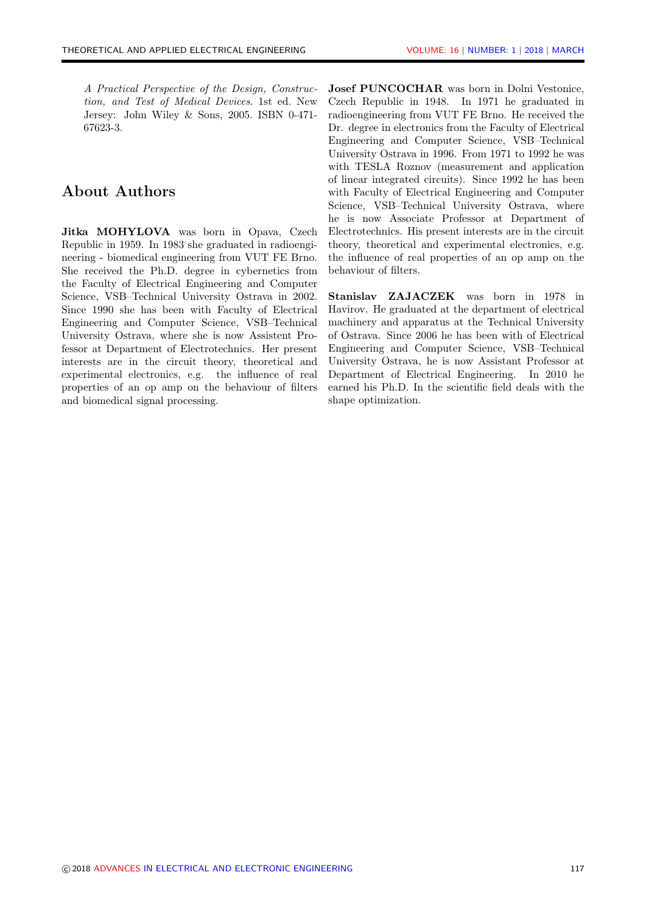*A Practical Perspective of the Design, Construction, and Test of Medical Devices*. 1st ed. New Jersey: John Wiley & Sons, 2005. ISBN 0-471-67623-3.

## About Authors

**Jitka MOHYLOVA** was born in Opava, Czech Republic in 1959. In 1983 she graduated in radioengineering - biomedical engineering from VUT FE Brno. She received the Ph.D. degree in cybernetics from the Faculty of Electrical Engineering and Computer Science, VSB–Technical University Ostrava in 2002. Since 1990 she has been with Faculty of Electrical Engineering and Computer Science, VSB–Technical University Ostrava, where she is now Assistant Professor at Department of Electrotechnics. Her present interests are in the circuit theory, theoretical and experimental electronics, e.g. the influence of real properties of an op amp on the behaviour of filters and biomedical signal processing.

**Josef PUNCOCHAR** was born in Dolni Vestonice, Czech Republic in 1948. In 1971 he graduated in radioengineering from VUT FE Brno. He received the Dr. degree in electronics from the Faculty of Electrical Engineering and Computer Science, VSB–Technical University Ostrava in 1996. From 1971 to 1992 he was with TESLA Roznov (measurement and application of linear integrated circuits). Since 1992 he has been with Faculty of Electrical Engineering and Computer Science, VSB–Technical University Ostrava, where he is now Associate Professor at Department of Electrotechnics. His present interests are in the circuit theory, theoretical and experimental electronics, e.g. the influence of real properties of an op amp on the behaviour of filters.

**Stanislav ZAJACZEK** was born in 1978 in Havirov. He graduated at the department of electrical machinery and apparatus at the Technical University of Ostrava. Since 2006 he has been with of Electrical Engineering and Computer Science, VSB–Technical University Ostrava, he is now Assistant Professor at Department of Electrical Engineering. In 2010 he earned his Ph.D. In the scientific field deals with the shape optimization.